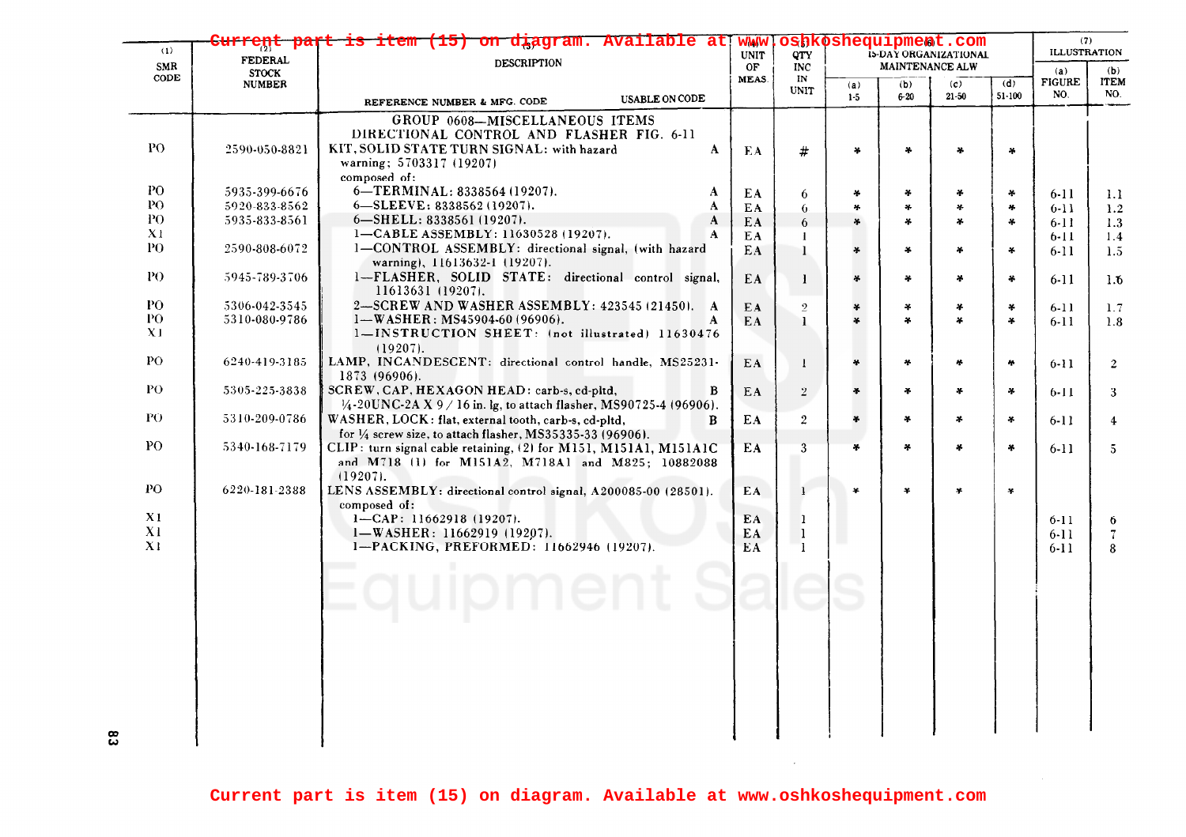Current part is item (15) on diagram. Available at www.oshkoshequipment.com

| (1) SMR CODE | (2) FEDERAL STOCK NUMBER | (3) DESCRIPTION REFERENCE NUMBER & MFG. CODE | USABLE ON CODE | (4) UNIT OF MEAS. | (5) QTY INC IN UNIT | (6) 15-DAY ORGANIZATIONAL MAINTENANCE ALW (a) 1-5 | (b) 6-20 | (c) 21-50 | (d) 51-100 | (7) ILLUSTRATION (a) FIGURE NO. | (b) ITEM NO. |
|---|---|---|---|---|---|---|---|---|---|---|---|
| | | GROUP 0608—MISCELLANEOUS ITEMS DIRECTIONAL CONTROL AND FLASHER FIG. 6-11 | | | | | | | | | |
| PO | 2590-050-8821 | KIT, SOLID STATE TURN SIGNAL: with hazard warning; 5703317 (19207) composed of: | A | EA | # | * | * | * | * | | |
| PO | 5935-399-6676 | 6—TERMINAL: 8338564 (19207). | A | EA | 6 | * | * | * | * | 6-11 | 1.1 |
| PO | 5920-833-8562 | 6—SLEEVE: 8338562 (19207). | A | EA | 6 | * | * | * | * | 6-11 | 1.2 |
| PO | 5935-833-8561 | 6—SHELL: 8338561 (19207). | A | EA | 6 | * | * | * | * | 6-11 | 1.3 |
| X1 | | 1—CABLE ASSEMBLY: 11630528 (19207). | A | EA | 1 | | | | | 6-11 | 1.4 |
| PO | 2590-808-6072 | 1—CONTROL ASSEMBLY: directional signal, (with hazard warning), 11613632-1 (19207). | | EA | 1 | * | * | * | * | 6-11 | 1.5 |
| PO | 5945-789-3706 | 1—FLASHER, SOLID STATE: directional control signal, 11613631 (19207). | | EA | 1 | * | * | * | * | 6-11 | 1.6 |
| PO | 5306-042-3545 | 2—SCREW AND WASHER ASSEMBLY: 423545 (21450). | A | EA | 2 | * | * | * | * | 6-11 | 1.7 |
| PO | 5310-080-9786 | 1—WASHER: MS45904-60 (96906). | A | EA | 1 | * | * | * | * | 6-11 | 1.8 |
| X1 | | 1—INSTRUCTION SHEET: (not illustrated) 11630476 (19207). | | | | | | | | | |
| PO | 6240-419-3185 | LAMP, INCANDESCENT: directional control handle, MS25231-1873 (96906). | | EA | 1 | * | * | * | * | 6-11 | 2 |
| PO | 5305-225-3838 | SCREW, CAP, HEXAGON HEAD: carb-s, cd-pltd, ¼-20UNC-2A X 9/16 in. lg, to attach flasher, MS90725-4 (96906). | B | EA | 2 | * | * | * | * | 6-11 | 3 |
| PO | 5310-209-0786 | WASHER, LOCK: flat, external tooth, carb-s, cd-pltd, for ¼ screw size, to attach flasher, MS35335-33 (96906). | B | EA | 2 | * | * | * | * | 6-11 | 4 |
| PO | 5340-168-7179 | CLIP: turn signal cable retaining, (2) for M151, M151A1, M151A1C and M718 (1) for M151A2, M718A1 and M825; 10882088 (19207). | | EA | 3 | * | * | * | * | 6-11 | 5 |
| PO | 6220-181-2388 | LENS ASSEMBLY: directional control signal, A200085-00 (28501). composed of: | | EA | 1 | * | * | * | * | | |
| X1 | | 1—CAP: 11662918 (19207). | | EA | 1 | | | | | 6-11 | 6 |
| X1 | | 1—WASHER: 11662919 (19207). | | EA | 1 | | | | | 6-11 | 7 |
| X1 | | 1—PACKING, PREFORMED: 11662946 (19207). | | EA | 1 | | | | | 6-11 | 8 |

Current part is item (15) on diagram. Available at www.oshkoshequipment.com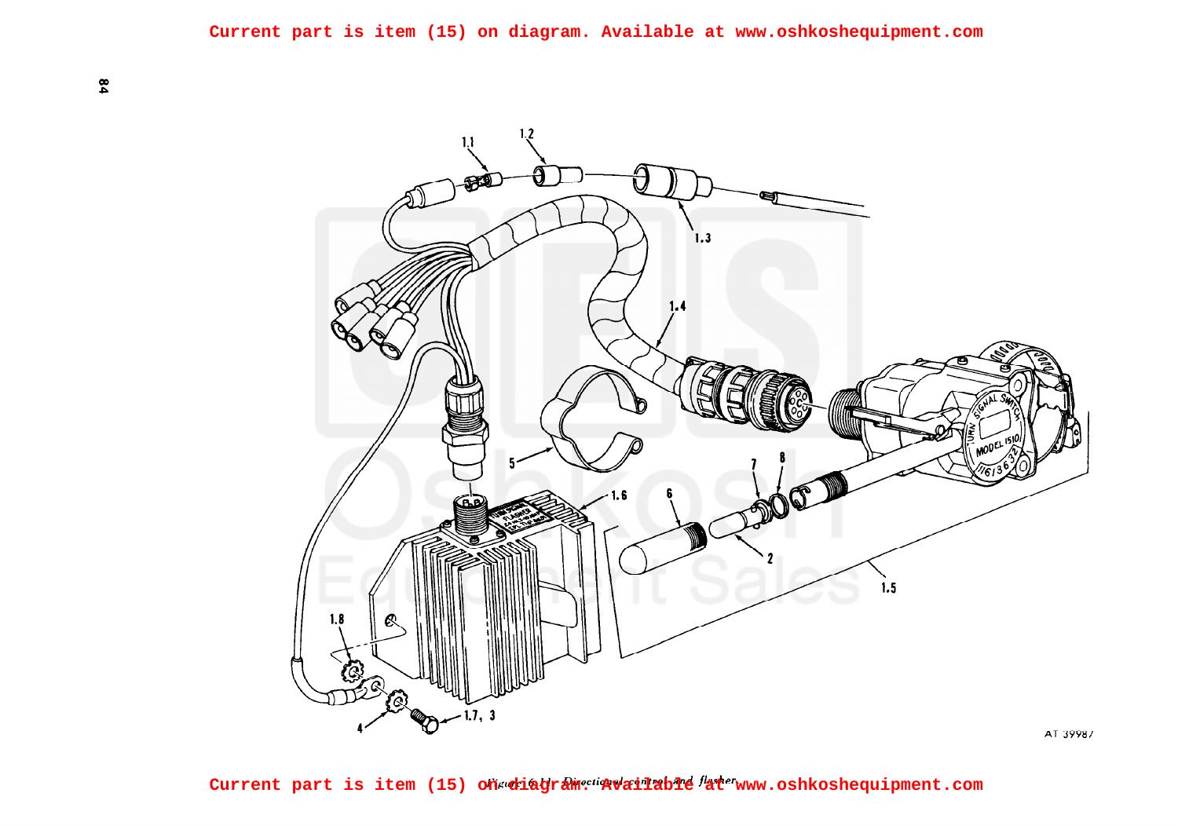Current part is item (15) on diagram. Available at www.oshkoshequipment.com

1.1

1.2

1.3

1.4

5

1.6

6

7

8

2

1.5

TURN SIGNAL SWITCH MODEL 1510 116/3632

1.8

4

1.7, 3

AT 39987

Figure 6-14. Directional control and flasher